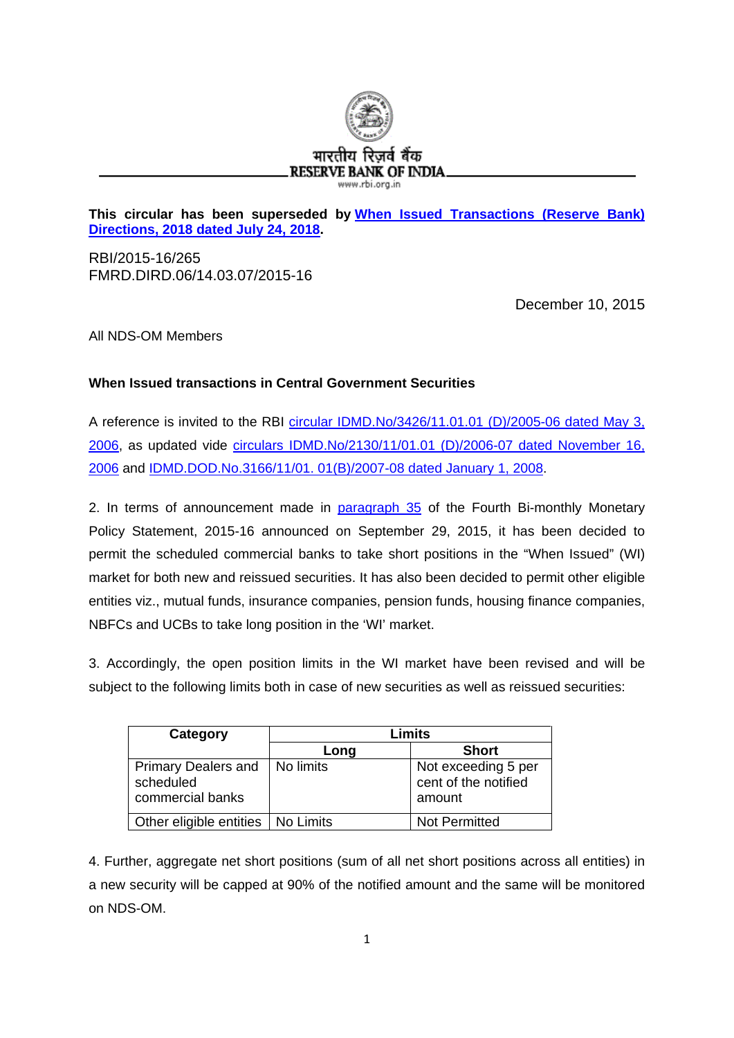भारतीय रिज़र्व बैंक
RESERVE BANK OF INDIA
www.rbi.org.in

**This circular has been superseded by When Issued Transactions (Reserve Bank) Directions, 2018 dated July 24, 2018.**

RBI/2015-16/265
FMRD.DIRD.06/14.03.07/2015-16

December 10, 2015

All NDS-OM Members

**When Issued transactions in Central Government Securities**

A reference is invited to the RBI circular IDMD.No/3426/11.01.01 (D)/2005-06 dated May 3, 2006, as updated vide circulars IDMD.No/2130/11/01.01 (D)/2006-07 dated November 16, 2006 and IDMD.DOD.No.3166/11/01. 01(B)/2007-08 dated January 1, 2008.

2. In terms of announcement made in paragraph 35 of the Fourth Bi-monthly Monetary Policy Statement, 2015-16 announced on September 29, 2015, it has been decided to permit the scheduled commercial banks to take short positions in the "When Issued" (WI) market for both new and reissued securities. It has also been decided to permit other eligible entities viz., mutual funds, insurance companies, pension funds, housing finance companies, NBFCs and UCBs to take long position in the 'WI' market.

3. Accordingly, the open position limits in the WI market have been revised and will be subject to the following limits both in case of new securities as well as reissued securities:

| Category | Limits | |
|---|---|---|
| | Long | Short |
| Primary Dealers and scheduled commercial banks | No limits | Not exceeding 5 per cent of the notified amount |
| Other eligible entities | No Limits | Not Permitted |

4. Further, aggregate net short positions (sum of all net short positions across all entities) in a new security will be capped at 90% of the notified amount and the same will be monitored on NDS-OM.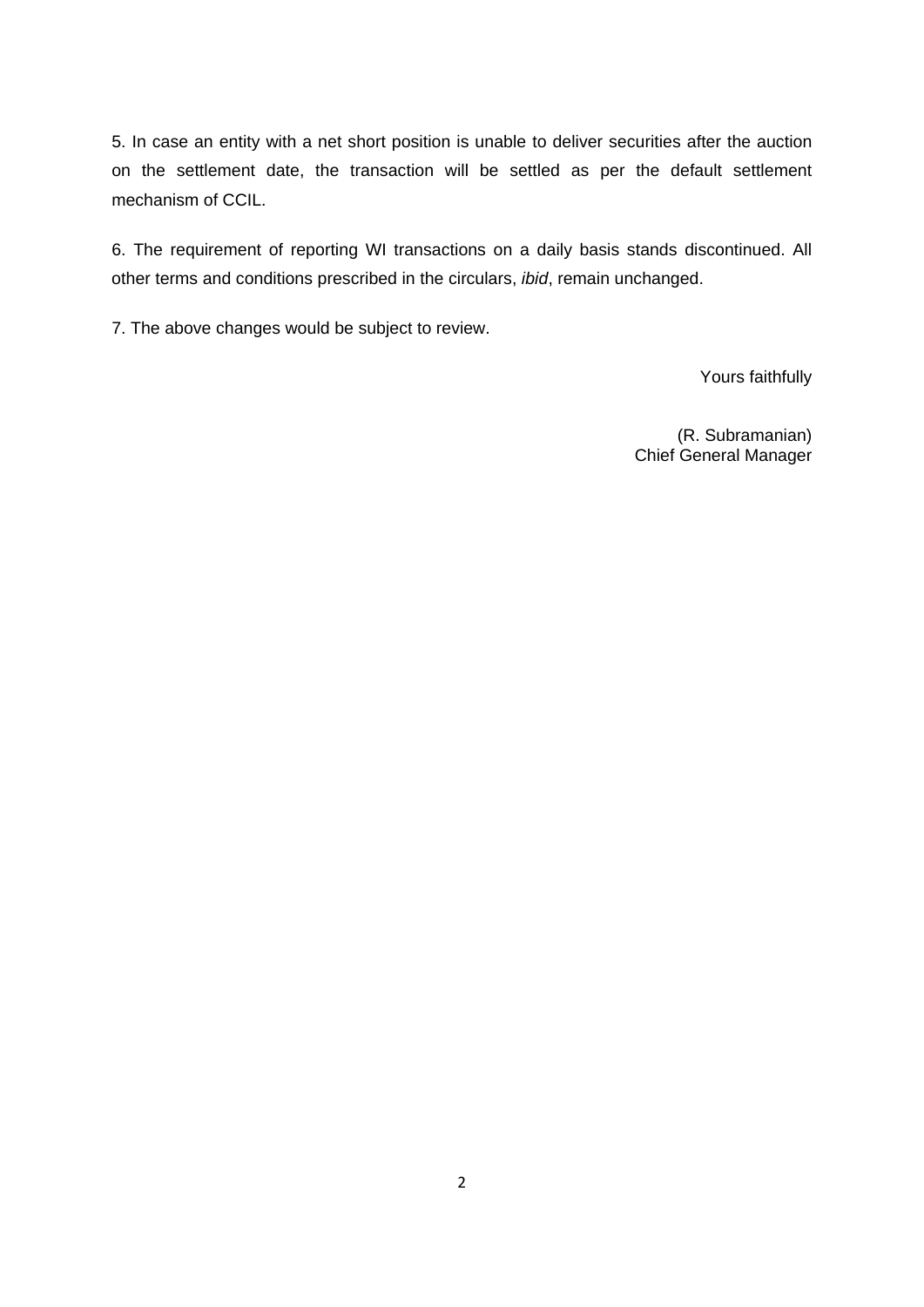5. In case an entity with a net short position is unable to deliver securities after the auction on the settlement date, the transaction will be settled as per the default settlement mechanism of CCIL.

6. The requirement of reporting WI transactions on a daily basis stands discontinued. All other terms and conditions prescribed in the circulars, *ibid*, remain unchanged.

7. The above changes would be subject to review.

Yours faithfully

(R. Subramanian)
Chief General Manager